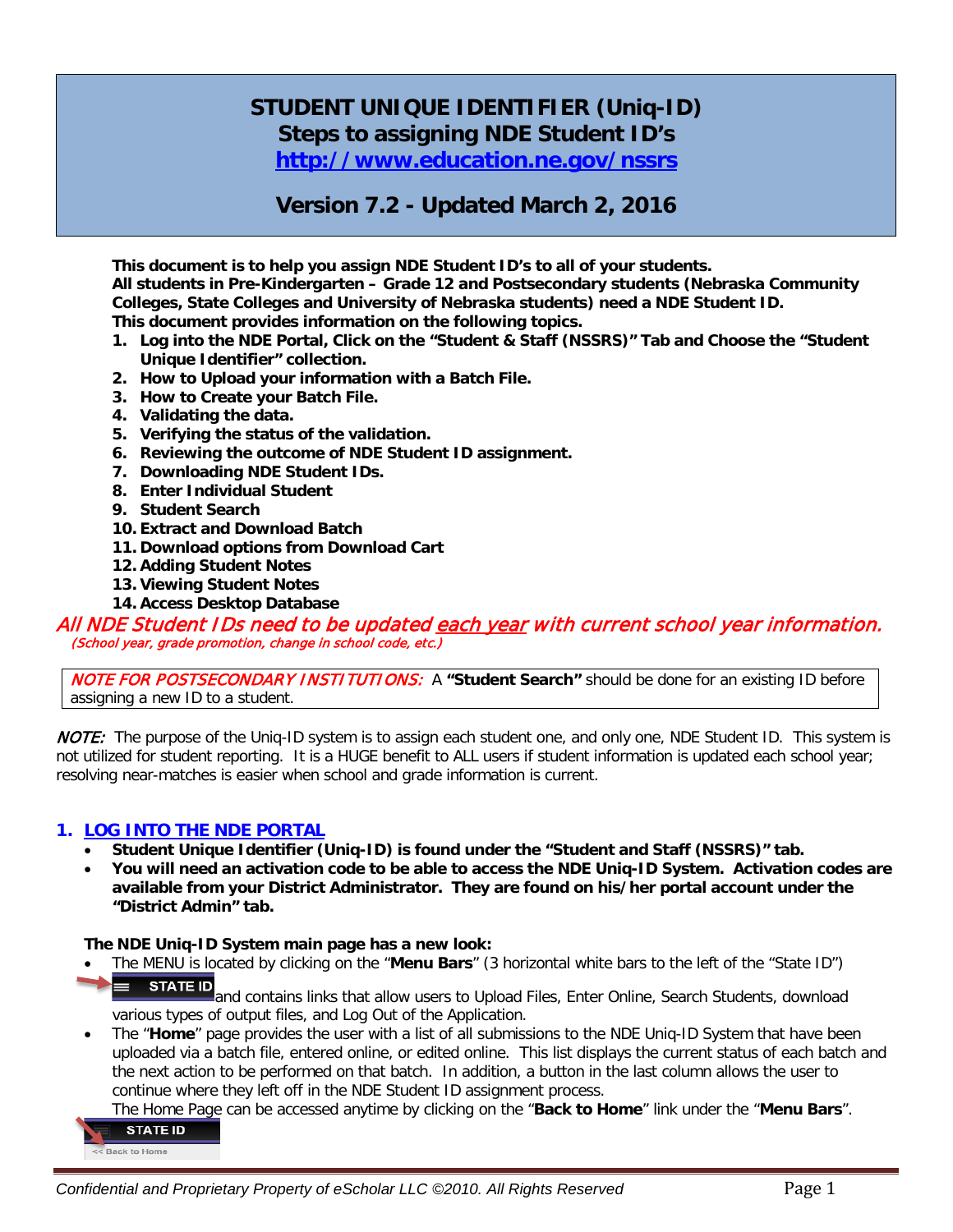# STUDENT UNIQUE IDENTIFIER (Uniq-ID)
## Steps to assigning NDE Student ID's
[http://www.education.ne.gov/nssrs](http://www.education.ne.gov/nssrs)

## Version 7.2 - Updated March 2, 2016

**This document is to help you assign NDE Student ID's to all of your students.**
**All students in Pre-Kindergarten – Grade 12 and Postsecondary students (Nebraska Community Colleges, State Colleges and University of Nebraska students) need a NDE Student ID.**
**This document provides information on the following topics.**

1. **Log into the NDE Portal, Click on the "Student & Staff (NSSRS)" Tab and Choose the "Student Unique Identifier" collection.**
2. **How to Upload your information with a Batch File.**
3. **How to Create your Batch File.**
4. **Validating the data.**
5. **Verifying the status of the validation.**
6. **Reviewing the outcome of NDE Student ID assignment.**
7. **Downloading NDE Student IDs.**
8. **Enter Individual Student**
9. **Student Search**
10. **Extract and Download Batch**
11. **Download options from Download Cart**
12. **Adding Student Notes**
13. **Viewing Student Notes**
14. **Access Desktop Database**

*All NDE Student IDs need to be updated each year with current school year information.*
*(School year, grade promotion, change in school code, etc.)*

*NOTE FOR POSTSECONDARY INSTITUTIONS:* A **"Student Search"** should be done for an existing ID before assigning a new ID to a student.

*NOTE:* The purpose of the Uniq-ID system is to assign each student one, and only one, NDE Student ID. This system is not utilized for student reporting. It is a HUGE benefit to ALL users if student information is updated each school year; resolving near-matches is easier when school and grade information is current.

## 1. LOG INTO THE NDE PORTAL

- **Student Unique Identifier (Uniq-ID) is found under the "Student and Staff (NSSRS)" tab.**
- **You will need an activation code to be able to access the NDE Uniq-ID System. Activation codes are available from your District Administrator. They are found on his/her portal account under the "District Admin" tab.**

**The NDE Uniq-ID System main page has a new look:**

- The MENU is located by clicking on the "**Menu Bars**" (3 horizontal white bars to the left of the "State ID") STATE ID and contains links that allow users to Upload Files, Enter Online, Search Students, download various types of output files, and Log Out of the Application.
- The "**Home**" page provides the user with a list of all submissions to the NDE Uniq-ID System that have been uploaded via a batch file, entered online, or edited online. This list displays the current status of each batch and the next action to be performed on that batch. In addition, a button in the last column allows the user to continue where they left off in the NDE Student ID assignment process.
  The Home Page can be accessed anytime by clicking on the "**Back to Home**" link under the "**Menu Bars**".

STATE ID
<< Back to Home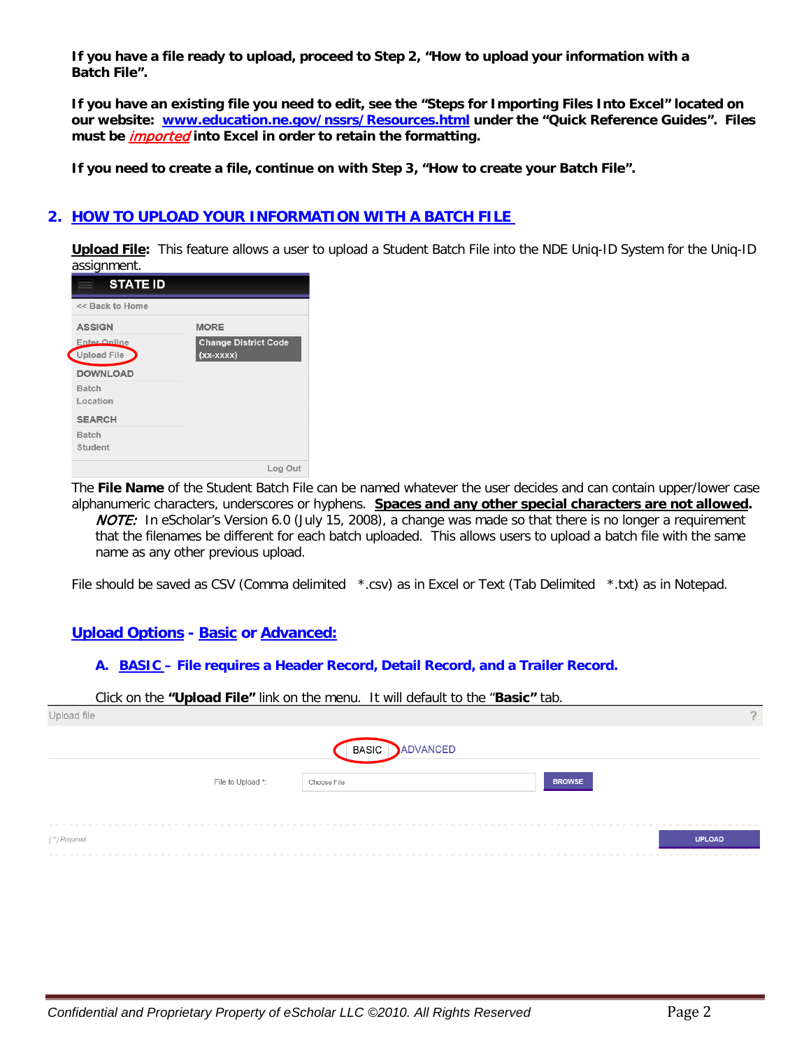**If you have a file ready to upload, proceed to Step 2, "How to upload your information with a Batch File".**

**If you have an existing file you need to edit, see the "Steps for Importing Files Into Excel" located on our website: [www.education.ne.gov/nssrs/Resources.html](www.education.ne.gov/nssrs/Resources.html) under the "Quick Reference Guides". Files must be *imported* into Excel in order to retain the formatting.**

**If you need to create a file, continue on with Step 3, "How to create your Batch File".**

## 2. HOW TO UPLOAD YOUR INFORMATION WITH A BATCH FILE

**Upload File:** This feature allows a user to upload a Student Batch File into the NDE Uniq-ID System for the Uniq-ID assignment.

STATE ID

<< Back to Home

| ASSIGN | MORE |
|---|---|
| Enter Online | Change District Code (xx-xxxx) |
| Upload File | |
| **DOWNLOAD** | |
| Batch | |
| Location | |
| **SEARCH** | |
| Batch | |
| Student | |

Log Out

The **File Name** of the Student Batch File can be named whatever the user decides and can contain upper/lower case alphanumeric characters, underscores or hyphens. **Spaces and any other special characters are not allowed.**

*NOTE:* In eScholar's Version 6.0 (July 15, 2008), a change was made so that there is no longer a requirement that the filenames be different for each batch uploaded. This allows users to upload a batch file with the same name as any other previous upload.

File should be saved as CSV (Comma delimited *.csv) as in Excel or Text (Tab Delimited *.txt) as in Notepad.

### Upload Options - Basic or Advanced:

#### A. BASIC – File requires a Header Record, Detail Record, and a Trailer Record.

Click on the **"Upload File"** link on the menu. It will default to the "**Basic"** tab.

Upload file ?

BASIC | ADVANCED

File to Upload *: Choose File BROWSE

( * ) Required UPLOAD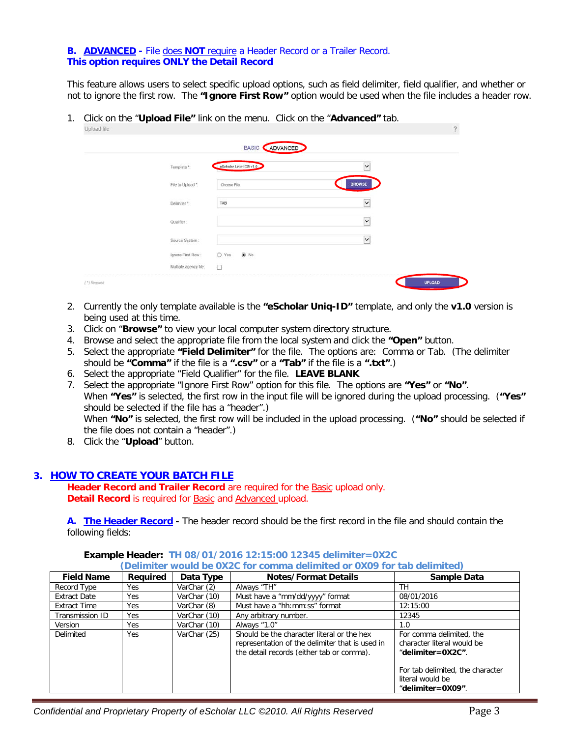**B. ADVANCED - File does NOT require a Header Record or a Trailer Record.**
**This option requires ONLY the Detail Record**

This feature allows users to select specific upload options, such as field delimiter, field qualifier, and whether or not to ignore the first row. The **"Ignore First Row"** option would be used when the file includes a header row.

1. Click on the "**Upload File"** link on the menu. Click on the "**Advanced"** tab.

Upload file

BASIC ADVANCED

| | |
|---|---|
| Template *: | eScholar Uniq-ID® v1.0 |
| File to Upload *: | Choose File — BROWSE |
| Delimiter *: | TAB |
| Qualifier : | |
| Source System : | |
| Ignore First Row : | Yes / No |
| Multiple agency file: | |

( * ) Required — UPLOAD

2. Currently the only template available is the **"eScholar Uniq-ID"** template, and only the **v1.0** version is being used at this time.
3. Click on "**Browse"** to view your local computer system directory structure.
4. Browse and select the appropriate file from the local system and click the **"Open"** button.
5. Select the appropriate **"Field Delimiter"** for the file. The options are: Comma or Tab. (The delimiter should be **"Comma"** if the file is a **".csv"** or a **"Tab"** if the file is a **".txt"**.)
6. Select the appropriate "Field Qualifier" for the file. **LEAVE BLANK**
7. Select the appropriate "Ignore First Row" option for this file. The options are **"Yes"** or **"No"**.
   When **"Yes"** is selected, the first row in the input file will be ignored during the upload processing. (**"Yes"** should be selected if the file has a "header".)
   When **"No"** is selected, the first row will be included in the upload processing. (**"No"** should be selected if the file does not contain a "header".)
8. Click the "**Upload**" button.

## 3. HOW TO CREATE YOUR BATCH FILE

**Header Record and Trailer Record** are required for the Basic upload only.
**Detail Record** is required for Basic and Advanced upload.

**A. The Header Record -** The header record should be the first record in the file and should contain the following fields:

**Example Header: TH 08/01/2016 12:15:00 12345 delimiter=0X2C**
**(Delimiter would be 0X2C for comma delimited or 0X09 for tab delimited)**

| Field Name | Required | Data Type | Notes/Format Details | Sample Data |
|---|---|---|---|---|
| Record Type | Yes | VarChar (2) | Always "TH" | TH |
| Extract Date | Yes | VarChar (10) | Must have a "mm/dd/yyyy" format | 08/01/2016 |
| Extract Time | Yes | VarChar (8) | Must have a "hh:mm:ss" format | 12:15:00 |
| Transmission ID | Yes | VarChar (10) | Any arbitrary number. | 12345 |
| Version | Yes | VarChar (10) | Always "1.0" | 1.0 |
| Delimited | Yes | VarChar (25) | Should be the character literal or the hex representation of the delimiter that is used in the detail records (either tab or comma). | For comma delimited, the character literal would be "**delimiter=0X2C"**. For tab delimited, the character literal would be "**delimiter=0X09"**. |

*Confidential and Proprietary Property of eScholar LLC ©2010. All Rights Reserved*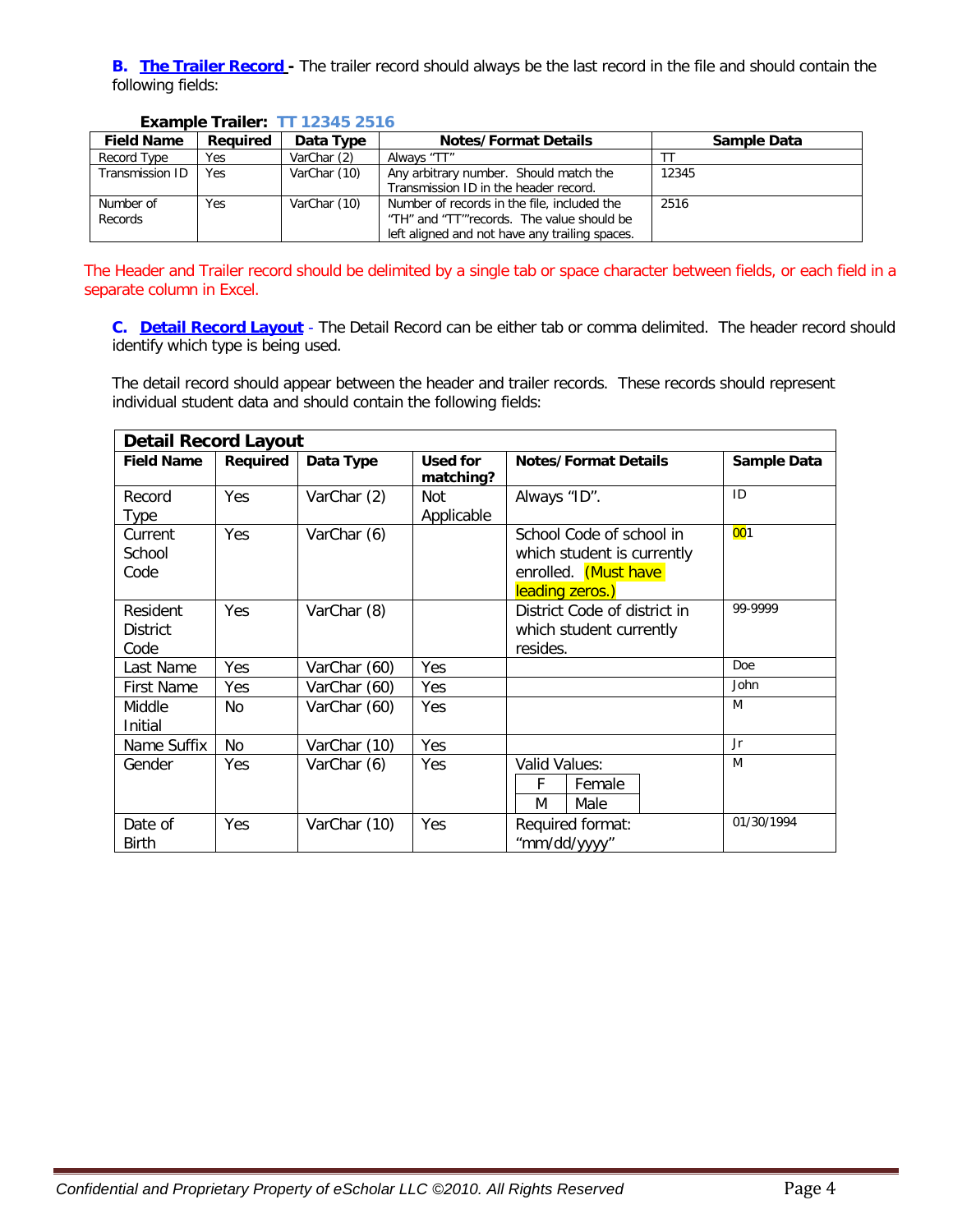**B. The Trailer Record -** The trailer record should always be the last record in the file and should contain the following fields:

**Example Trailer: TT 12345 2516**

| Field Name | Required | Data Type | Notes/Format Details | Sample Data |
|---|---|---|---|---|
| Record Type | Yes | VarChar (2) | Always "TT" | TT |
| Transmission ID | Yes | VarChar (10) | Any arbitrary number. Should match the Transmission ID in the header record. | 12345 |
| Number of Records | Yes | VarChar (10) | Number of records in the file, included the "TH" and "TT""records. The value should be left aligned and not have any trailing spaces. | 2516 |

The Header and Trailer record should be delimited by a single tab or space character between fields, or each field in a separate column in Excel.

**C. Detail Record Layout** - The Detail Record can be either tab or comma delimited. The header record should identify which type is being used.

The detail record should appear between the header and trailer records. These records should represent individual student data and should contain the following fields:

**Detail Record Layout**

| Field Name | Required | Data Type | Used for matching? | Notes/Format Details | Sample Data |
|---|---|---|---|---|---|
| Record Type | Yes | VarChar (2) | Not Applicable | Always "ID". | ID |
| Current School Code | Yes | VarChar (6) | | School Code of school in which student is currently enrolled. (Must have leading zeros.) | 001 |
| Resident District Code | Yes | VarChar (8) | | District Code of district in which student currently resides. | 99-9999 |
| Last Name | Yes | VarChar (60) | Yes | | Doe |
| First Name | Yes | VarChar (60) | Yes | | John |
| Middle Initial | No | VarChar (60) | Yes | | M |
| Name Suffix | No | VarChar (10) | Yes | | Jr |
| Gender | Yes | VarChar (6) | Yes | Valid Values: F – Female; M – Male | M |
| Date of Birth | Yes | VarChar (10) | Yes | Required format: "mm/dd/yyyy" | 01/30/1994 |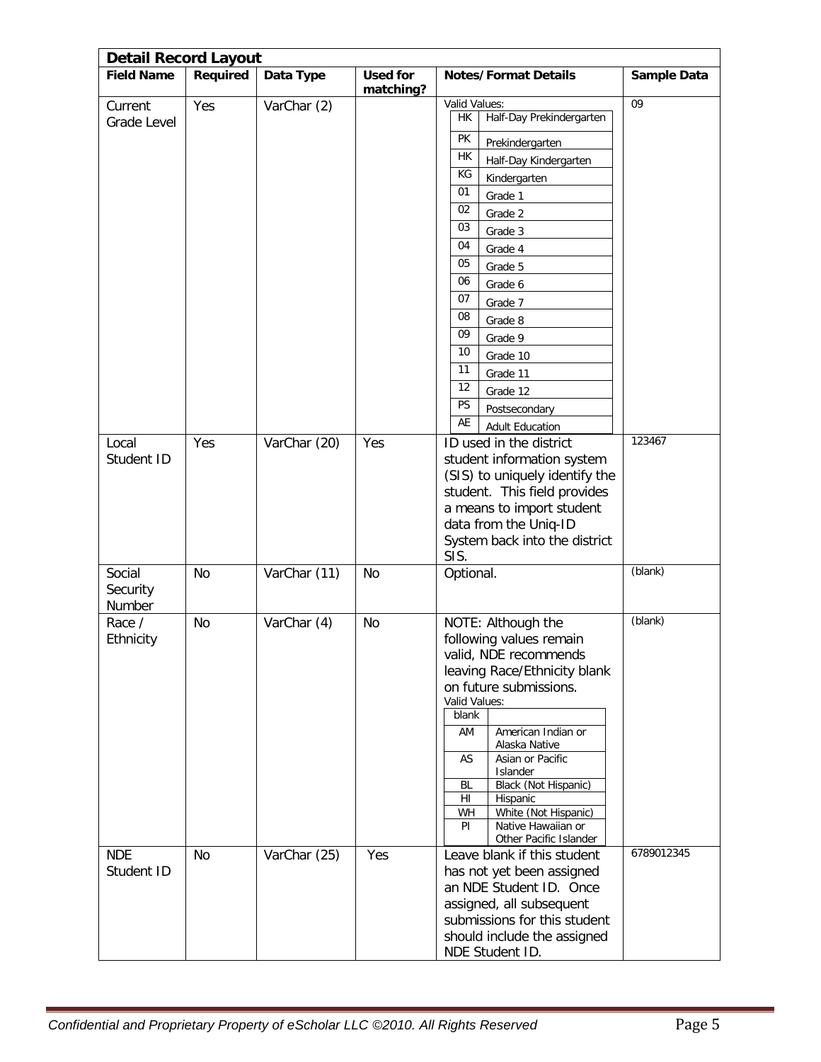| Detail Record Layout | | | | | |
|---|---|---|---|---|---|
| **Field Name** | **Required** | **Data Type** | **Used for matching?** | **Notes/Format Details** | **Sample Data** |
| Current Grade Level | Yes | VarChar (2) | | Valid Values:<br>HK – Half-Day Prekindergarten<br>PK – Prekindergarten<br>HK – Half-Day Kindergarten<br>KG – Kindergarten<br>01 – Grade 1<br>02 – Grade 2<br>03 – Grade 3<br>04 – Grade 4<br>05 – Grade 5<br>06 – Grade 6<br>07 – Grade 7<br>08 – Grade 8<br>09 – Grade 9<br>10 – Grade 10<br>11 – Grade 11<br>12 – Grade 12<br>PS – Postsecondary<br>AE – Adult Education | 09 |
| Local Student ID | Yes | VarChar (20) | Yes | ID used in the district student information system (SIS) to uniquely identify the student. This field provides a means to import student data from the Uniq-ID System back into the district SIS. | 123467 |
| Social Security Number | No | VarChar (11) | No | Optional. | (blank) |
| Race / Ethnicity | No | VarChar (4) | No | NOTE: Although the following values remain valid, NDE recommends leaving Race/Ethnicity blank on future submissions.<br>Valid Values:<br>blank<br>AM – American Indian or Alaska Native<br>AS – Asian or Pacific Islander<br>BL – Black (Not Hispanic)<br>HI – Hispanic<br>WH – White (Not Hispanic)<br>PI – Native Hawaiian or Other Pacific Islander | (blank) |
| NDE Student ID | No | VarChar (25) | Yes | Leave blank if this student has not yet been assigned an NDE Student ID. Once assigned, all subsequent submissions for this student should include the assigned NDE Student ID. | 6789012345 |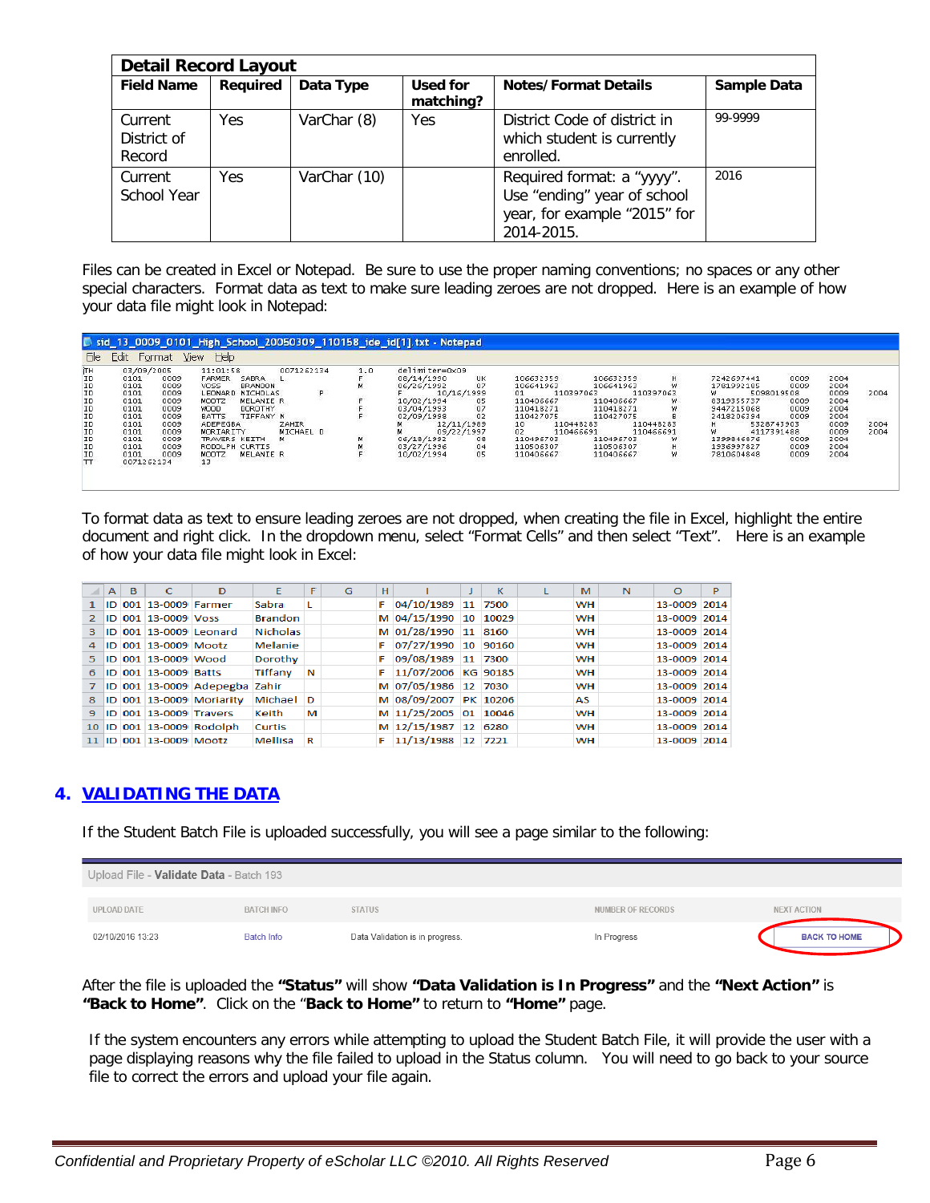| Detail Record Layout | | | | | |
|---|---|---|---|---|---|
| **Field Name** | **Required** | **Data Type** | **Used for matching?** | **Notes/Format Details** | **Sample Data** |
| Current District of Record | Yes | VarChar (8) | Yes | District Code of district in which student is currently enrolled. | 99-9999 |
| Current School Year | Yes | VarChar (10) | | Required format: a "yyyy". Use "ending" year of school year, for example "2015" for 2014-2015. | 2016 |

Files can be created in Excel or Notepad. Be sure to use the proper naming conventions; no spaces or any other special characters. Format data as text to make sure leading zeroes are not dropped. Here is an example of how your data file might look in Notepad:

To format data as text to ensure leading zeroes are not dropped, when creating the file in Excel, highlight the entire document and right click. In the dropdown menu, select "Format Cells" and then select "Text". Here is an example of how your data file might look in Excel:

| | A | B | C | D | E | F | G | H | I | J | K | L | M | N | O | P |
|---|---|---|---|---|---|---|---|---|---|---|---|---|---|---|---|---|
| 1 | ID | 001 | 13-0009 | Farmer | Sabra | L | | F | 04/10/1989 | 11 | 7500 | | WH | | 13-0009 | 2014 |
| 2 | ID | 001 | 13-0009 | Voss | Brandon | | | M | 04/15/1990 | 10 | 10029 | | WH | | 13-0009 | 2014 |
| 3 | ID | 001 | 13-0009 | Leonard | Nicholas | | | M | 01/28/1990 | 11 | 8160 | | WH | | 13-0009 | 2014 |
| 4 | ID | 001 | 13-0009 | Mootz | Melanie | | | F | 07/27/1990 | 10 | 90160 | | WH | | 13-0009 | 2014 |
| 5 | ID | 001 | 13-0009 | Wood | Dorothy | | | F | 09/08/1989 | 11 | 7300 | | WH | | 13-0009 | 2014 |
| 6 | ID | 001 | 13-0009 | Batts | Tiffany | N | | F | 11/07/2006 | KG | 90185 | | WH | | 13-0009 | 2014 |
| 7 | ID | 001 | 13-0009 | Adepegba | Zahir | | | M | 07/05/1986 | 12 | 7030 | | WH | | 13-0009 | 2014 |
| 8 | ID | 001 | 13-0009 | Moriarity | Michael | D | | M | 08/09/2007 | PK | 10206 | | AS | | 13-0009 | 2014 |
| 9 | ID | 001 | 13-0009 | Travers | Keith | M | | M | 11/25/2005 | 01 | 10046 | | WH | | 13-0009 | 2014 |
| 10 | ID | 001 | 13-0009 | Rodolph | Curtis | | | M | 12/15/1987 | 12 | 6280 | | WH | | 13-0009 | 2014 |
| 11 | ID | 001 | 13-0009 | Mootz | Mellisa | R | | F | 11/13/1988 | 12 | 7221 | | WH | | 13-0009 | 2014 |

## 4. VALIDATING THE DATA

If the Student Batch File is uploaded successfully, you will see a page similar to the following:

Upload File - **Validate Data** - Batch 193

| UPLOAD DATE | BATCH INFO | STATUS | NUMBER OF RECORDS | NEXT ACTION |
|---|---|---|---|---|
| 02/10/2016 13:23 | Batch Info | Data Validation is in progress. | In Progress | BACK TO HOME |

After the file is uploaded the **"Status"** will show **"Data Validation is In Progress"** and the **"Next Action"** is **"Back to Home"**. Click on the "**Back to Home"** to return to **"Home"** page.

If the system encounters any errors while attempting to upload the Student Batch File, it will provide the user with a page displaying reasons why the file failed to upload in the Status column. You will need to go back to your source file to correct the errors and upload your file again.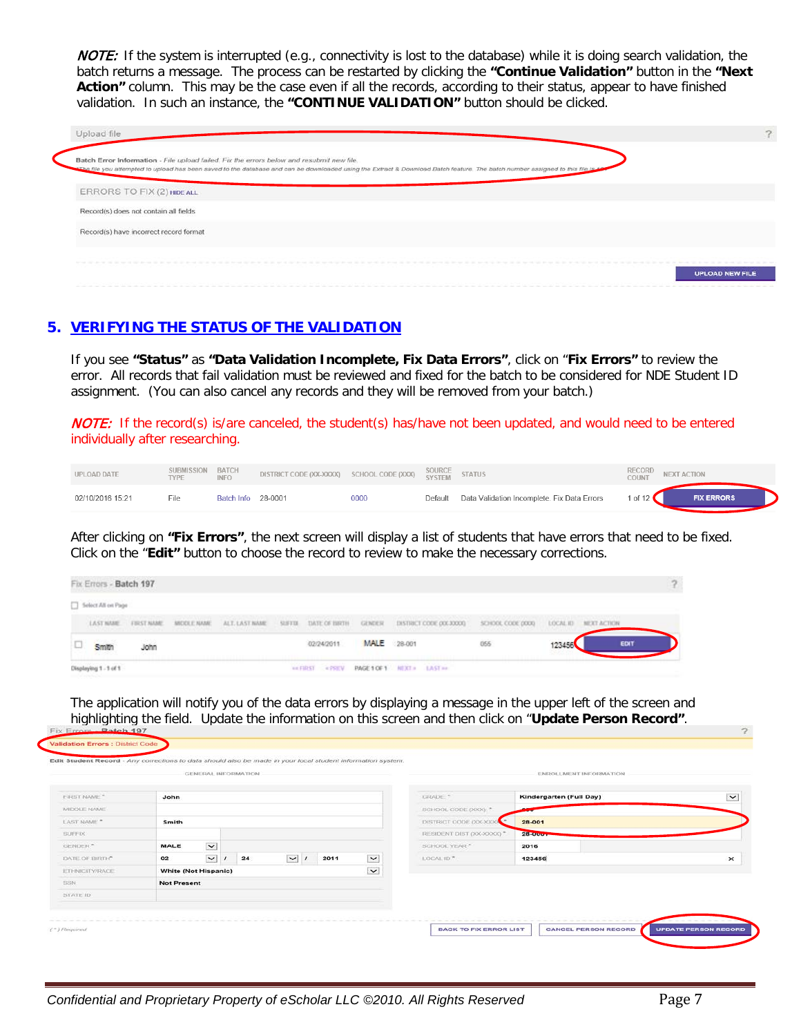*NOTE:* If the system is interrupted (e.g., connectivity is lost to the database) while it is doing search validation, the batch returns a message. The process can be restarted by clicking the **"Continue Validation"** button in the **"Next Action"** column. This may be the case even if all the records, according to their status, appear to have finished validation. In such an instance, the **"CONTINUE VALIDATION"** button should be clicked.

Upload file

Batch Error Information - File upload failed. Fix the errors below and resubmit new file.
The file you attempted to upload has been saved to the database and can be downloaded using the Extract & Download Batch feature. The batch number assigned to this file is

ERRORS TO FIX (2) HIDE ALL

Record(s) does not contain all fields

Record(s) have incorrect record format

UPLOAD NEW FILE

## 5. VERIFYING THE STATUS OF THE VALIDATION

If you see **"Status"** as **"Data Validation Incomplete, Fix Data Errors"**, click on "**Fix Errors"** to review the error. All records that fail validation must be reviewed and fixed for the batch to be considered for NDE Student ID assignment. (You can also cancel any records and they will be removed from your batch.)

*NOTE:* If the record(s) is/are canceled, the student(s) has/have not been updated, and would need to be entered individually after researching.

| UPLOAD DATE | SUBMISSION TYPE | BATCH INFO | DISTRICT CODE (XX-XXXX) | SCHOOL CODE (XXX) | SOURCE SYSTEM | STATUS | RECORD COUNT | NEXT ACTION |
|---|---|---|---|---|---|---|---|---|
| 02/10/2016 15:21 | File | Batch Info | 28-0001 | 0000 | Default | Data Validation Incomplete. Fix Data Errors | 1 of 12 | FIX ERRORS |

After clicking on **"Fix Errors"**, the next screen will display a list of students that have errors that need to be fixed. Click on the "**Edit"** button to choose the record to review to make the necessary corrections.

Fix Errors - Batch 197

Select All on Page

| | LAST NAME | FIRST NAME | MIDDLE NAME | ALT. LAST NAME | SUFFIX | DATE OF BIRTH | GENDER | DISTRICT CODE (XX-XXXX) | SCHOOL CODE (XXX) | LOCAL ID | NEXT ACTION |
|---|---|---|---|---|---|---|---|---|---|---|---|
| ☐ | Smith | John | | | | 02/24/2011 | MALE | 28-001 | 055 | 123456 | EDIT |

Displaying 1 - 1 of 1 — << FIRST < PREV PAGE 1 OF 1 NEXT > LAST >>

The application will notify you of the data errors by displaying a message in the upper left of the screen and highlighting the field. Update the information on this screen and then click on "**Update Person Record"**.

Fix Errors - Batch 197

Validation Errors : District Code

Edit Student Record - Any corrections to data should also be made in your local student information system.

GENERAL INFORMATION

| | |
|---|---|
| FIRST NAME * | John |
| MIDDLE NAME | |
| LAST NAME * | Smith |
| SUFFIX | |
| GENDER * | MALE |
| DATE OF BIRTH * | 02 / 24 / 2011 |
| ETHNICITY/RACE | White (Not Hispanic) |
| SSN | Not Present |
| STATE ID | |

ENROLLMENT INFORMATION

| | |
|---|---|
| GRADE * | Kindergarten (Full Day) |
| SCHOOL CODE (XXX) * | 055 |
| DISTRICT CODE (XX-XXXX) * | 28-001 |
| RESIDENT DIST (XX-XXXX) * | 28-0001 |
| SCHOOL YEAR * | 2016 |
| LOCAL ID * | 123456 |

(*) Required

BACK TO FIX ERROR LIST — CANCEL PERSON RECORD — UPDATE PERSON RECORD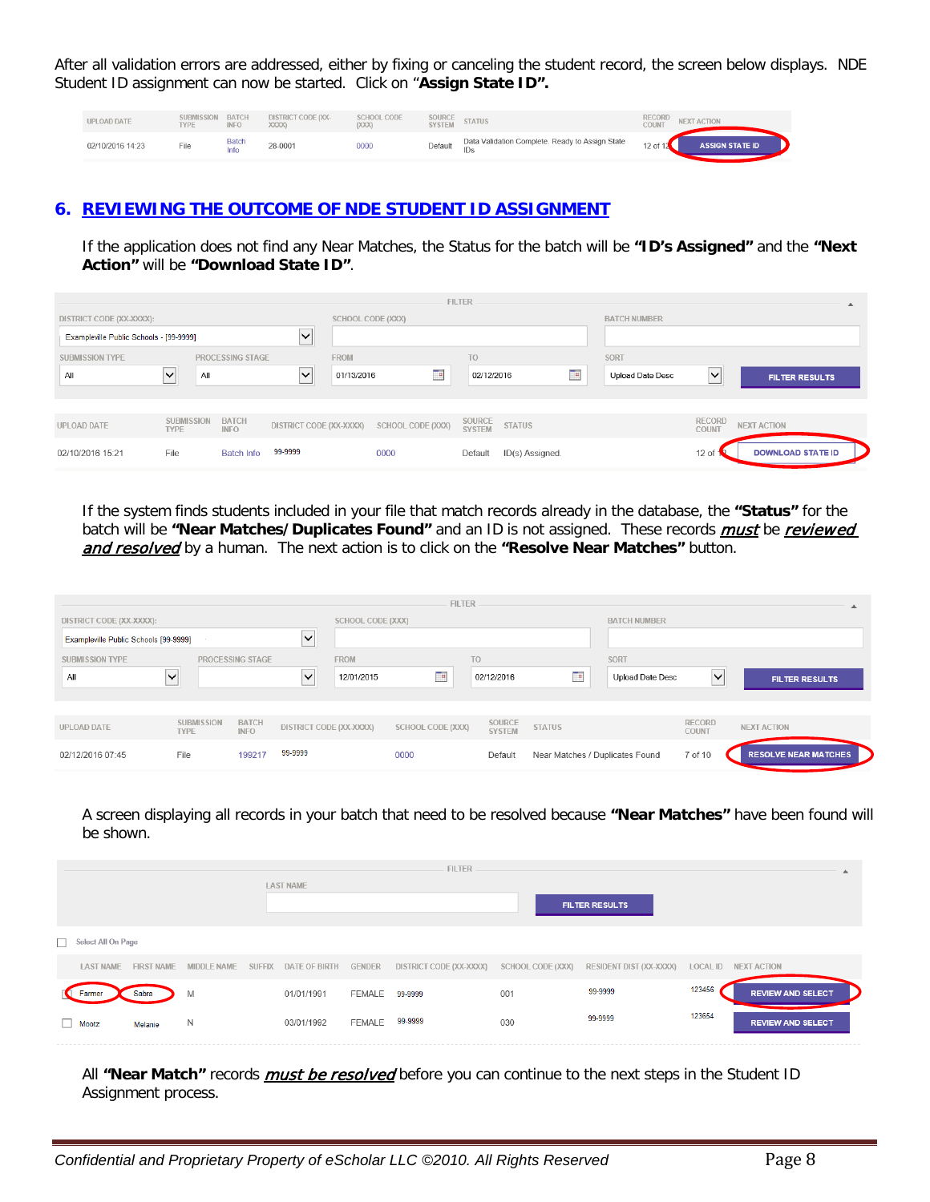After all validation errors are addressed, either by fixing or canceling the student record, the screen below displays. NDE Student ID assignment can now be started. Click on "**Assign State ID".**

| UPLOAD DATE | SUBMISSION TYPE | BATCH INFO | DISTRICT CODE (XX-XXXX) | SCHOOL CODE (XXX) | SOURCE SYSTEM | STATUS | RECORD COUNT | NEXT ACTION |
|---|---|---|---|---|---|---|---|---|
| 02/10/2016 14:23 | File | Batch Info | 28-0001 | 0000 | Default | Data Validation Complete. Ready to Assign State IDs | 12 of 12 | ASSIGN STATE ID |

## 6. REVIEWING THE OUTCOME OF NDE STUDENT ID ASSIGNMENT

If the application does not find any Near Matches, the Status for the batch will be **"ID's Assigned"** and the **"Next Action"** will be **"Download State ID"**.

FILTER

| DISTRICT CODE (XX-XXXX): | SCHOOL CODE (XXX) | BATCH NUMBER |
|---|---|---|
| Exampleville Public Schools - [99-9999] | | |

| SUBMISSION TYPE | PROCESSING STAGE | FROM | TO | SORT | |
|---|---|---|---|---|---|
| All | All | 01/13/2016 | 02/12/2016 | Upload Date Desc | FILTER RESULTS |

| UPLOAD DATE | SUBMISSION TYPE | BATCH INFO | DISTRICT CODE (XX-XXXX) | SCHOOL CODE (XXX) | SOURCE SYSTEM | STATUS | RECORD COUNT | NEXT ACTION |
|---|---|---|---|---|---|---|---|---|
| 02/10/2016 15:21 | File | Batch Info | 99-9999 | 0000 | Default | ID(s) Assigned. | 12 of 12 | DOWNLOAD STATE ID |

If the system finds students included in your file that match records already in the database, the **"Status"** for the batch will be **"Near Matches/Duplicates Found"** and an ID is not assigned. These records ***must*** be ***reviewed and resolved*** by a human. The next action is to click on the **"Resolve Near Matches"** button.

FILTER

| DISTRICT CODE (XX-XXXX): | SCHOOL CODE (XXX) | BATCH NUMBER |
|---|---|---|
| Exampleville Public Schools [99-9999] | | |

| SUBMISSION TYPE | PROCESSING STAGE | FROM | TO | SORT | |
|---|---|---|---|---|---|
| All | | 12/01/2015 | 02/12/2016 | Upload Date Desc | FILTER RESULTS |

| UPLOAD DATE | SUBMISSION TYPE | BATCH INFO | DISTRICT CODE (XX-XXXX) | SCHOOL CODE (XXX) | SOURCE SYSTEM | STATUS | RECORD COUNT | NEXT ACTION |
|---|---|---|---|---|---|---|---|---|
| 02/12/2016 07:45 | File | 199217 | 99-9999 | 0000 | Default | Near Matches / Duplicates Found | 7 of 10 | RESOLVE NEAR MATCHES |

A screen displaying all records in your batch that need to be resolved because **"Near Matches"** have been found will be shown.

FILTER

LAST NAME: [ ] FILTER RESULTS

Select All On Page

| | LAST NAME | FIRST NAME | MIDDLE NAME | SUFFIX | DATE OF BIRTH | GENDER | DISTRICT CODE (XX-XXXX) | SCHOOL CODE (XXX) | RESIDENT DIST (XX-XXXX) | LOCAL ID | NEXT ACTION |
|---|---|---|---|---|---|---|---|---|---|---|---|
| ☐ | Farmer | Sabra | M | | 01/01/1991 | FEMALE | 99-9999 | 001 | 99-9999 | 123456 | REVIEW AND SELECT |
| ☐ | Mootz | Melanie | N | | 03/01/1992 | FEMALE | 99-9999 | 030 | 99-9999 | 123654 | REVIEW AND SELECT |

All **"Near Match"** records ***must be resolved*** before you can continue to the next steps in the Student ID Assignment process.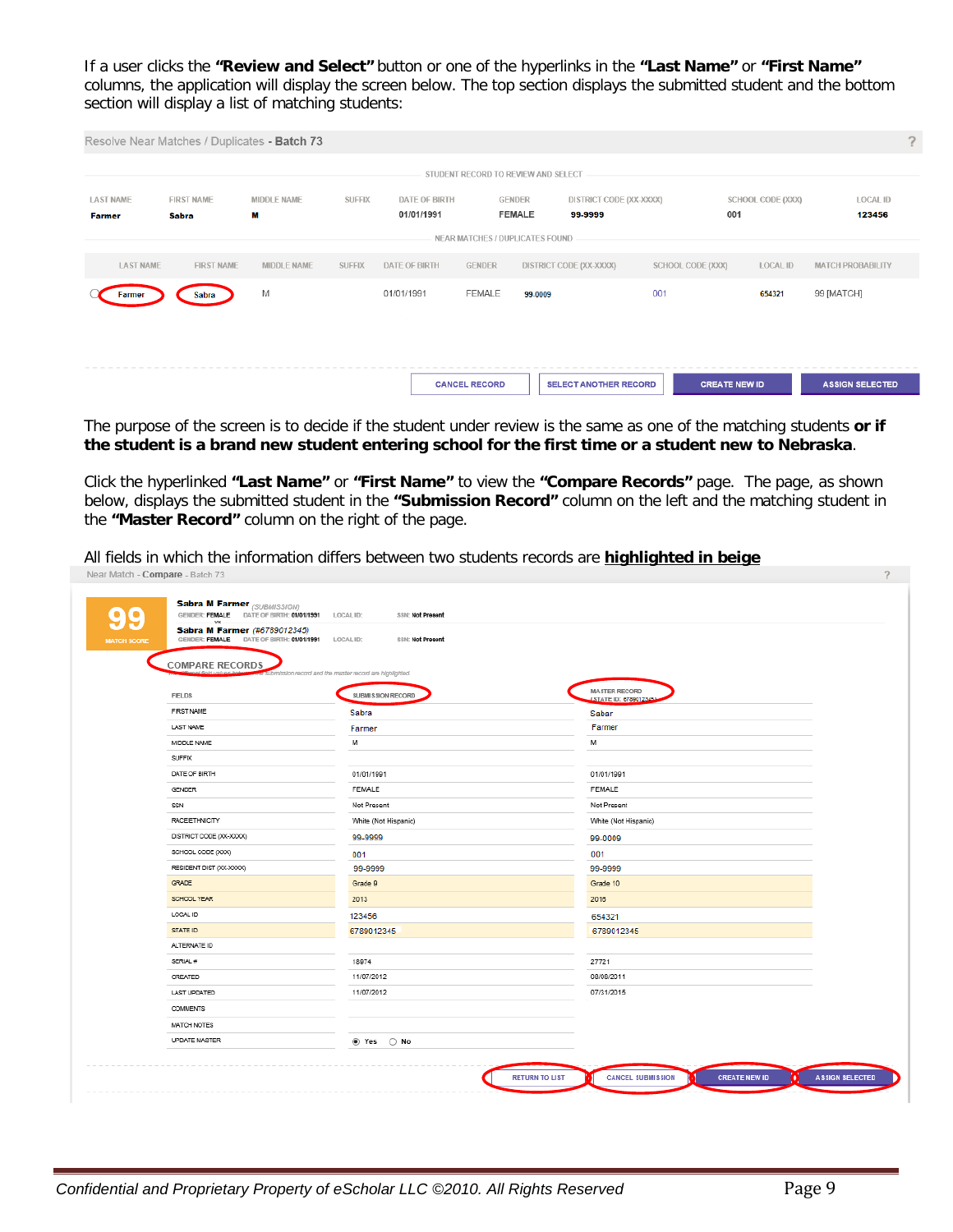If a user clicks the **"Review and Select"** button or one of the hyperlinks in the **"Last Name"** or **"First Name"** columns, the application will display the screen below. The top section displays the submitted student and the bottom section will display a list of matching students:

Resolve Near Matches / Duplicates - **Batch 73**

STUDENT RECORD TO REVIEW AND SELECT

| LAST NAME | FIRST NAME | MIDDLE NAME | SUFFIX | DATE OF BIRTH | GENDER | DISTRICT CODE (XX-XXXX) | SCHOOL CODE (XXX) | LOCAL ID |
|---|---|---|---|---|---|---|---|---|
| Farmer | Sabra | M | | 01/01/1991 | FEMALE | 99-9999 | 001 | 123456 |

NEAR MATCHES / DUPLICATES FOUND

| LAST NAME | FIRST NAME | MIDDLE NAME | SUFFIX | DATE OF BIRTH | GENDER | DISTRICT CODE (XX-XXXX) | SCHOOL CODE (XXX) | LOCAL ID | MATCH PROBABILITY |
|---|---|---|---|---|---|---|---|---|---|
| Farmer | Sabra | M | | 01/01/1991 | FEMALE | 99-0009 | 001 | 654321 | 99 [MATCH] |

CANCEL RECORD | SELECT ANOTHER RECORD | CREATE NEW ID | ASSIGN SELECTED

The purpose of the screen is to decide if the student under review is the same as one of the matching students **or if the student is a brand new student entering school for the first time or a student new to Nebraska**.

Click the hyperlinked **"Last Name"** or **"First Name"** to view the **"Compare Records"** page. The page, as shown below, displays the submitted student in the **"Submission Record"** column on the left and the matching student in the **"Master Record"** column on the right of the page.

All fields in which the information differs between two students records are **highlighted in beige**

Near Match - **Compare** - Batch 73

99
MATCH SCORE

**Sabra M Farmer** (SUBMISSION)
GENDER: FEMALE DATE OF BIRTH: 01/01/1991 LOCAL ID: SSN: Not Present
vs
**Sabra M Farmer** (#6789012345)
GENDER: FEMALE DATE OF BIRTH: 01/01/1991 LOCAL ID: SSN: Not Present

COMPARE RECORDS

| FIELDS | SUBMISSION RECORD | MASTER RECORD (STATE ID: 6789012345) |
|---|---|---|
| FIRST NAME | Sabra | Sabar |
| LAST NAME | Farmer | Farmer |
| MIDDLE NAME | M | M |
| SUFFIX | | |
| DATE OF BIRTH | 01/01/1991 | 01/01/1991 |
| GENDER | FEMALE | FEMALE |
| SSN | Not Present | Not Present |
| RACE/ETHNICITY | White (Not Hispanic) | White (Not Hispanic) |
| DISTRICT CODE (XX-XXXX) | 99-9999 | 99-0009 |
| SCHOOL CODE (XXX) | 001 | 001 |
| RESIDENT DIST (XX-XXXX) | 99-9999 | 99-9999 |
| GRADE | Grade 9 | Grade 10 |
| SCHOOL YEAR | 2013 | 2016 |
| LOCAL ID | 123456 | 654321 |
| STATE ID | 6789012345 | 6789012345 |
| ALTERNATE ID | | |
| SERIAL # | 18974 | 27721 |
| CREATED | 11/07/2012 | 08/08/2011 |
| LAST UPDATED | 11/07/2012 | 07/31/2015 |
| COMMENTS | | |
| MATCH NOTES | | |
| UPDATE MASTER | Yes / No | |

RETURN TO LIST | CANCEL SUBMISSION | CREATE NEW ID | ASSIGN SELECTED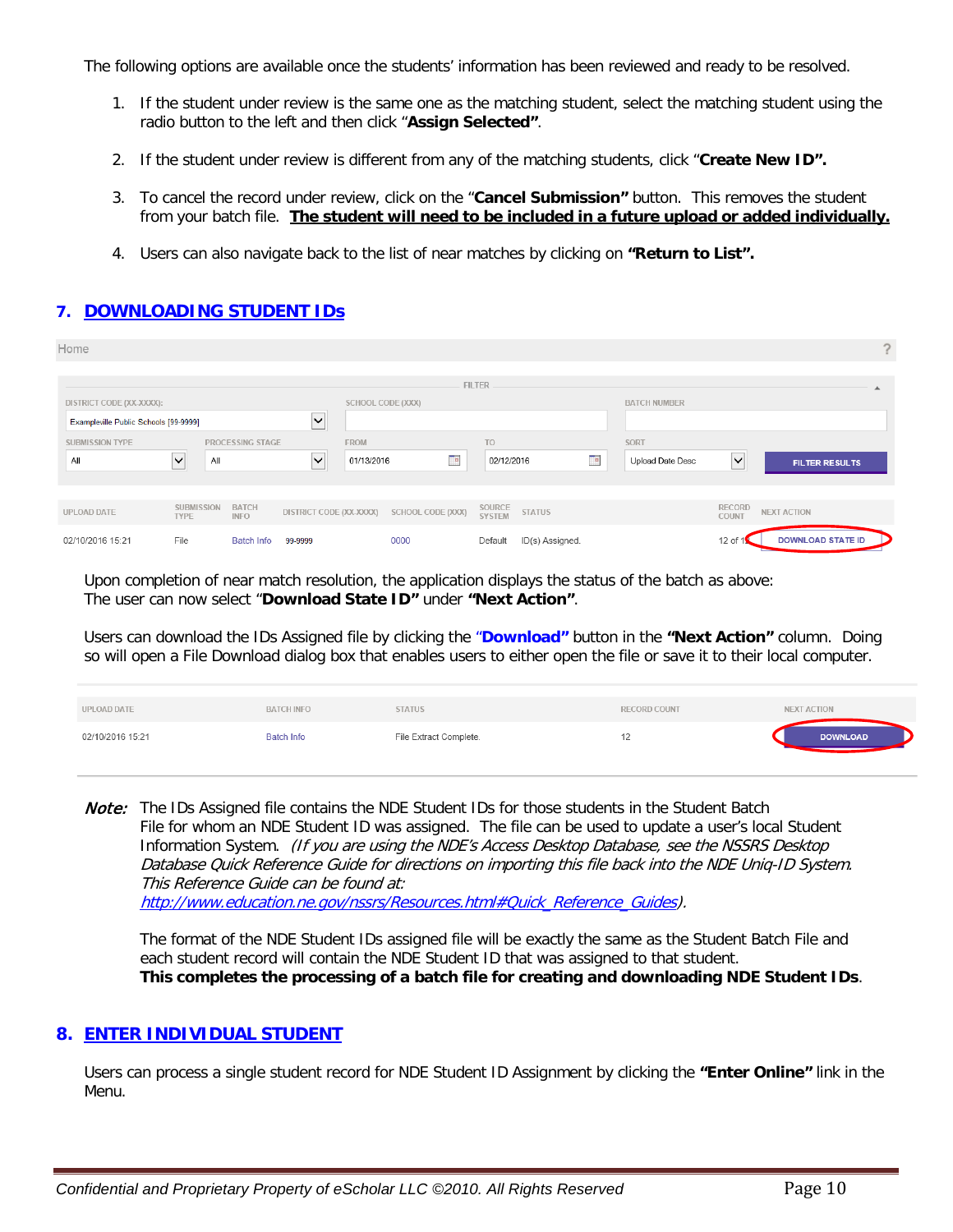The following options are available once the students' information has been reviewed and ready to be resolved.

1. If the student under review is the same one as the matching student, select the matching student using the radio button to the left and then click "**Assign Selected"**.
2. If the student under review is different from any of the matching students, click "**Create New ID".**
3. To cancel the record under review, click on the "**Cancel Submission"** button. This removes the student from your batch file. **The student will need to be included in a future upload or added individually.**
4. Users can also navigate back to the list of near matches by clicking on **"Return to List".**

## 7. DOWNLOADING STUDENT IDs

Home

FILTER

| DISTRICT CODE (XX-XXXX): | SCHOOL CODE (XXX) | BATCH NUMBER |
|---|---|---|
| Exampleville Public Schools [99-9999] | | |

| SUBMISSION TYPE | PROCESSING STAGE | FROM | TO | SORT | |
|---|---|---|---|---|---|
| All | All | 01/13/2016 | 02/12/2016 | Upload Date Desc | FILTER RESULTS |

| UPLOAD DATE | SUBMISSION TYPE | BATCH INFO | DISTRICT CODE (XX-XXXX) | SCHOOL CODE (XXX) | SOURCE SYSTEM | STATUS | RECORD COUNT | NEXT ACTION |
|---|---|---|---|---|---|---|---|---|
| 02/10/2016 15:21 | File | Batch Info | 99-9999 | 0000 | Default | ID(s) Assigned. | 12 of 12 | DOWNLOAD STATE ID |

Upon completion of near match resolution, the application displays the status of the batch as above: The user can now select "**Download State ID"** under **"Next Action"**.

Users can download the IDs Assigned file by clicking the "**Download"** button in the **"Next Action"** column. Doing so will open a File Download dialog box that enables users to either open the file or save it to their local computer.

| UPLOAD DATE | BATCH INFO | STATUS | RECORD COUNT | NEXT ACTION |
|---|---|---|---|---|
| 02/10/2016 15:21 | Batch Info | File Extract Complete. | 12 | DOWNLOAD |

***Note:*** The IDs Assigned file contains the NDE Student IDs for those students in the Student Batch File for whom an NDE Student ID was assigned. The file can be used to update a user's local Student Information System. *(If you are using the NDE's Access Desktop Database, see the NSSRS Desktop Database Quick Reference Guide for directions on importing this file back into the NDE Uniq-ID System. This Reference Guide can be found at: http://www.education.ne.gov/nssrs/Resources.html#Quick_Reference_Guides).*

The format of the NDE Student IDs assigned file will be exactly the same as the Student Batch File and each student record will contain the NDE Student ID that was assigned to that student. **This completes the processing of a batch file for creating and downloading NDE Student IDs**.

## 8. ENTER INDIVIDUAL STUDENT

Users can process a single student record for NDE Student ID Assignment by clicking the **"Enter Online"** link in the Menu.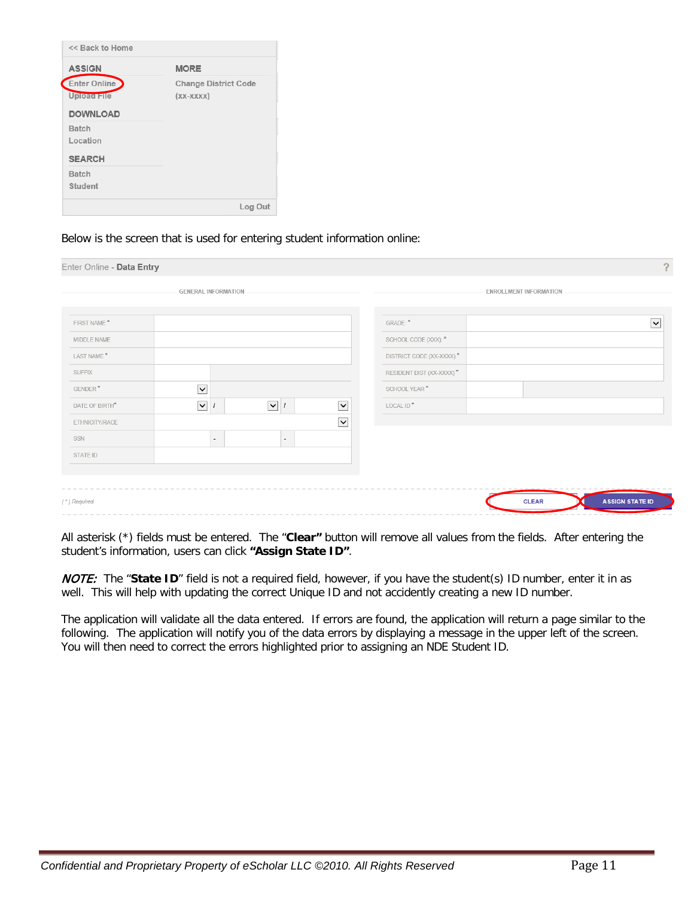<< Back to Home

ASSIGN
- Enter Online
- Upload File

DOWNLOAD
- Batch
- Location

SEARCH
- Batch
- Student

MORE
- Change District Code (xx-xxxx)

Log Out

Below is the screen that is used for entering student information online:

Enter Online - **Data Entry**

GENERAL INFORMATION

| Field | Value |
|---|---|
| FIRST NAME * | |
| MIDDLE NAME | |
| LAST NAME * | |
| SUFFIX | |
| GENDER * | |
| DATE OF BIRTH * | / / |
| ETHNICITY/RACE | |
| SSN | - - |
| STATE ID | |

ENROLLMENT INFORMATION

| Field | Value |
|---|---|
| GRADE * | |
| SCHOOL CODE (XXX) * | |
| DISTRICT CODE (XX-XXXX) * | |
| RESIDENT DIST (XX-XXXX) * | |
| SCHOOL YEAR * | |
| LOCAL ID * | |

( * ) Required

CLEAR | ASSIGN STATE ID

All asterisk (*) fields must be entered. The "**Clear"** button will remove all values from the fields. After entering the student's information, users can click **"Assign State ID"**.

*NOTE:* The "**State ID**" field is not a required field, however, if you have the student(s) ID number, enter it in as well. This will help with updating the correct Unique ID and not accidently creating a new ID number.

The application will validate all the data entered. If errors are found, the application will return a page similar to the following. The application will notify you of the data errors by displaying a message in the upper left of the screen. You will then need to correct the errors highlighted prior to assigning an NDE Student ID.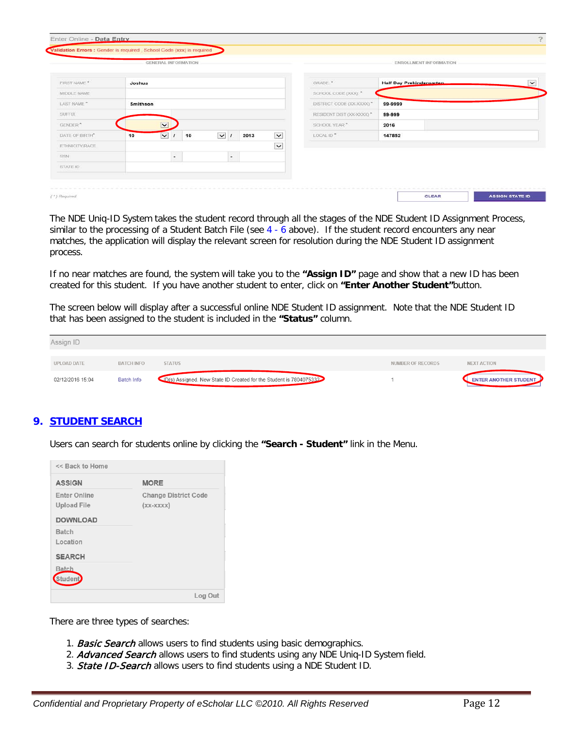| | |
|---|---|
| **Enter Online - Data Entry** | |
| Validation Errors : Gender is required , School Code (xxx) is required | |

| GENERAL INFORMATION | | ENROLLMENT INFORMATION | |
|---|---|---|---|
| FIRST NAME * | Joshua | GRADE * | Half Day Prekindergarten |
| MIDDLE NAME | | SCHOOL CODE (XXX) * | |
| LAST NAME * | Smithson | DISTRICT CODE (XX-XXXX) * | 99-9999 |
| SUFFIX | | RESIDENT DIST (XX-XXXX) * | 99-999 |
| GENDER * | | SCHOOL YEAR * | 2016 |
| DATE OF BIRTH * | 10 / 10 / 2013 | LOCAL ID * | 147852 |
| ETHNICITY/RACE | | | |
| SSN | - - | | |
| STATE ID | | | |

( * ) Required CLEAR ASSIGN STATE ID

The NDE Uniq-ID System takes the student record through all the stages of the NDE Student ID Assignment Process, similar to the processing of a Student Batch File (see 4 - 6 above). If the student record encounters any near matches, the application will display the relevant screen for resolution during the NDE Student ID assignment process.

If no near matches are found, the system will take you to the **"Assign ID"** page and show that a new ID has been created for this student. If you have another student to enter, click on **"Enter Another Student"** button.

The screen below will display after a successful online NDE Student ID assignment. Note that the NDE Student ID that has been assigned to the student is included in the **"Status"** column.

Assign ID

| UPLOAD DATE | BATCH INFO | STATUS | NUMBER OF RECORDS | NEXT ACTION |
|---|---|---|---|---|
| 02/12/2016 15:04 | Batch Info | ID(s) Assigned. New State ID Created for the Student is 7804075332 | 1 | ENTER ANOTHER STUDENT |

## 9. STUDENT SEARCH

Users can search for students online by clicking the **"Search - Student"** link in the Menu.

<< Back to Home

**ASSIGN**
- Enter Online
- Upload File

**DOWNLOAD**
- Batch
- Location

**SEARCH**
- Batch
- Student

**MORE**
- Change District Code (xx-xxxx)

Log Out

There are three types of searches:

1. ***Basic Search*** allows users to find students using basic demographics.
2. ***Advanced Search*** allows users to find students using any NDE Uniq-ID System field.
3. ***State ID-Search*** allows users to find students using a NDE Student ID.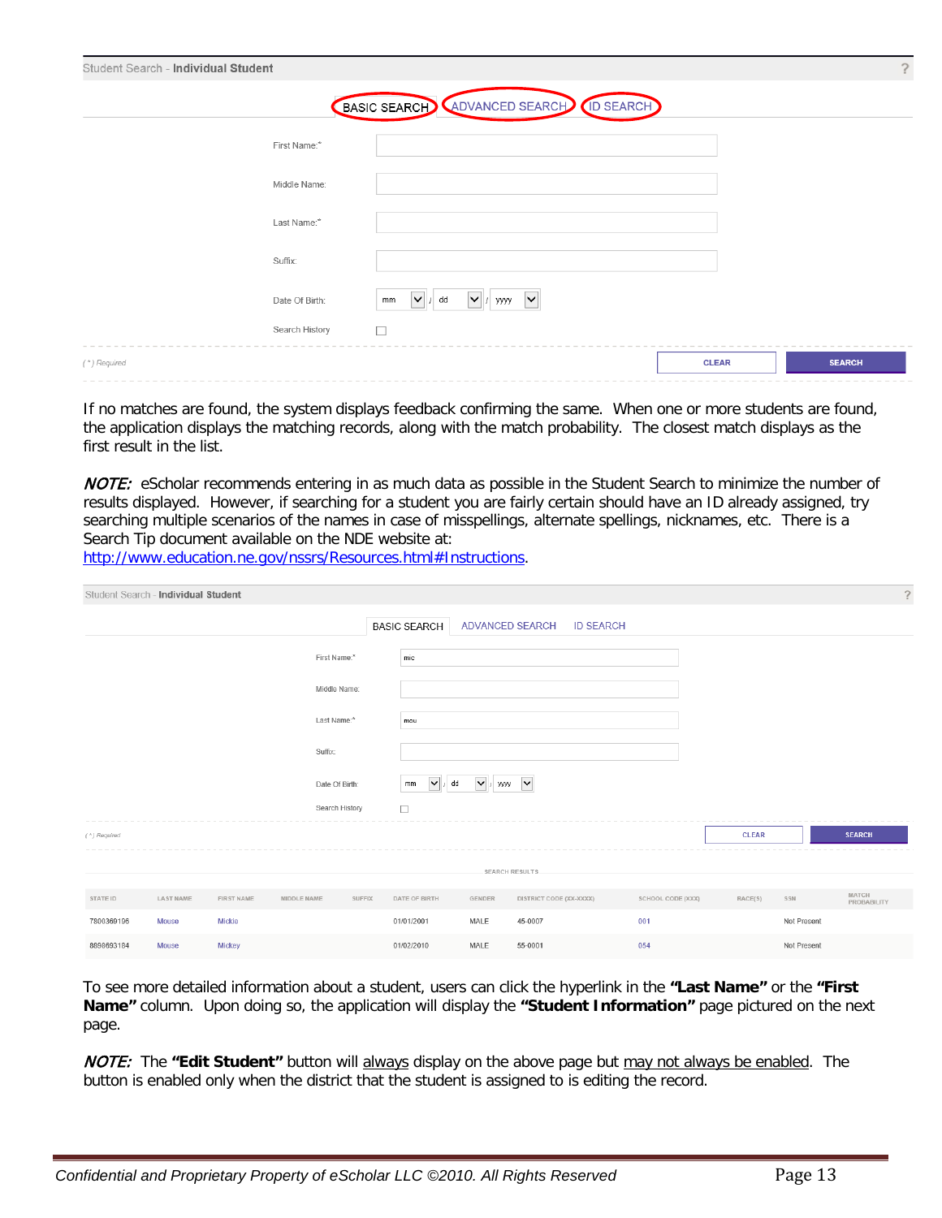Student Search - **Individual Student**

BASIC SEARCH | ADVANCED SEARCH | ID SEARCH

First Name:*

Middle Name:

Last Name:*

Suffix:

Date Of Birth: mm / dd / yyyy

Search History

(*) Required

CLEAR SEARCH

If no matches are found, the system displays feedback confirming the same. When one or more students are found, the application displays the matching records, along with the match probability. The closest match displays as the first result in the list.

***NOTE:*** eScholar recommends entering in as much data as possible in the Student Search to minimize the number of results displayed. However, if searching for a student you are fairly certain should have an ID already assigned, try searching multiple scenarios of the names in case of misspellings, alternate spellings, nicknames, etc. There is a Search Tip document available on the NDE website at: http://www.education.ne.gov/nssrs/Resources.html#Instructions.

Student Search - **Individual Student**

BASIC SEARCH | ADVANCED SEARCH | ID SEARCH

First Name:* mic

Middle Name:

Last Name:* mou

Suffix:

Date Of Birth: mm / dd / yyyy

Search History

(*) Required

CLEAR SEARCH

SEARCH RESULTS

| STATE ID | LAST NAME | FIRST NAME | MIDDLE NAME | SUFFIX | DATE OF BIRTH | GENDER | DISTRICT CODE (XX-XXXX) | SCHOOL CODE (XXX) | RACE(S) | SSN | MATCH PROBABILITY |
|---|---|---|---|---|---|---|---|---|---|---|---|
| 7800369196 | Mouse | Mickie | | | 01/01/2001 | MALE | 45-0007 | 001 | | Not Present | |
| 8898693184 | Mouse | Mickey | | | 01/02/2010 | MALE | 55-0001 | 054 | | Not Present | |

To see more detailed information about a student, users can click the hyperlink in the **"Last Name"** or the **"First Name"** column. Upon doing so, the application will display the **"Student Information"** page pictured on the next page.

***NOTE:*** The **"Edit Student"** button will always display on the above page but may not always be enabled. The button is enabled only when the district that the student is assigned to is editing the record.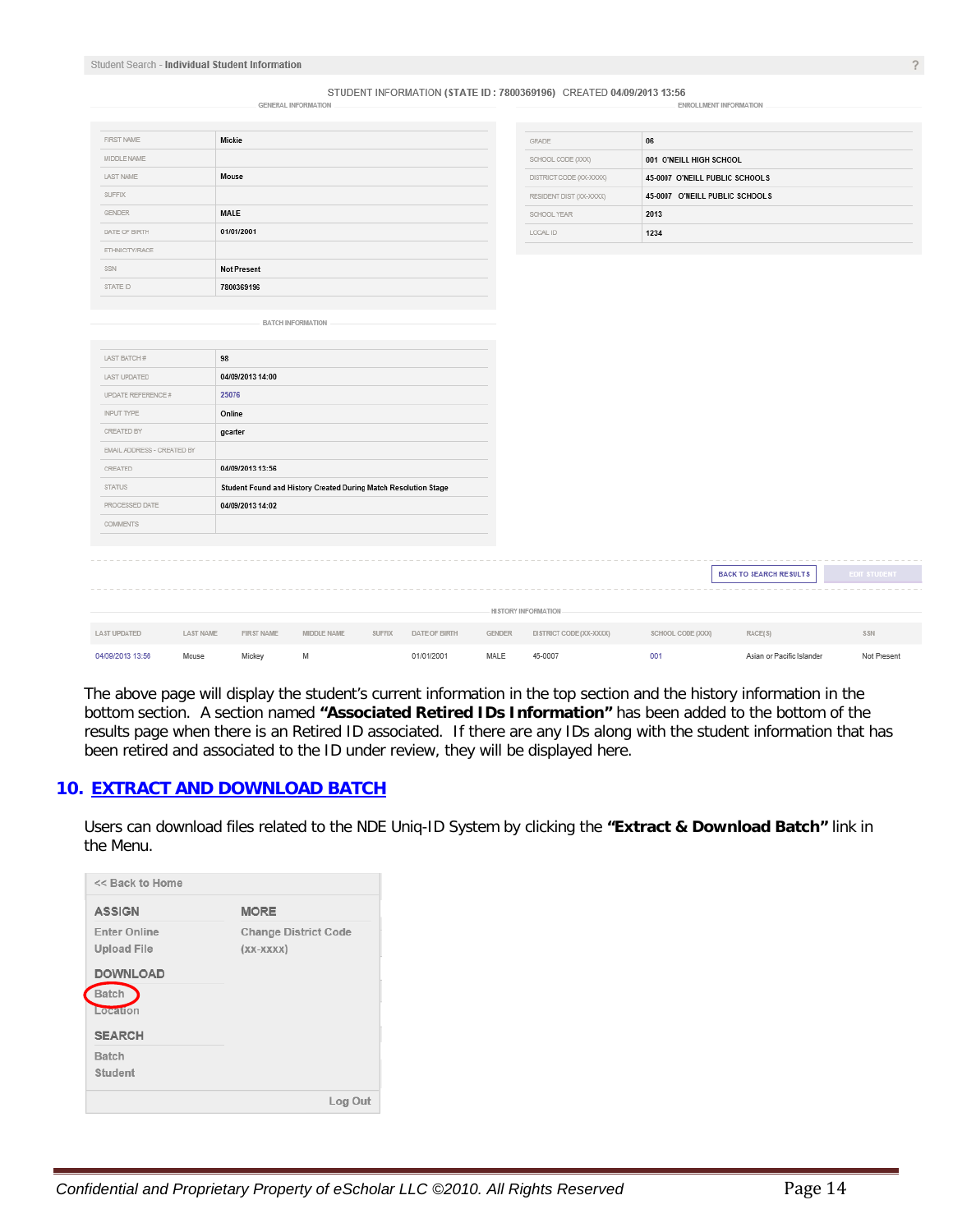Student Search - **Individual Student Information**

STUDENT INFORMATION (**STATE ID : 7800369196**) CREATED **04/09/2013 13:56**

GENERAL INFORMATION

| | |
|---|---|
| FIRST NAME | Mickie |
| MIDDLE NAME | |
| LAST NAME | Mouse |
| SUFFIX | |
| GENDER | MALE |
| DATE OF BIRTH | 01/01/2001 |
| ETHNICITY/RACE | |
| SSN | Not Present |
| STATE ID | 7800369196 |

ENROLLMENT INFORMATION

| | |
|---|---|
| GRADE | 06 |
| SCHOOL CODE (XXX) | 001 O'NEILL HIGH SCHOOL |
| DISTRICT CODE (XX-XXXX) | 45-0007 O'NEILL PUBLIC SCHOOLS |
| RESIDENT DIST (XX-XXXX) | 45-0007 O'NEILL PUBLIC SCHOOLS |
| SCHOOL YEAR | 2013 |
| LOCAL ID | 1234 |

BATCH INFORMATION

| | |
|---|---|
| LAST BATCH # | 98 |
| LAST UPDATED | 04/09/2013 14:00 |
| UPDATE REFERENCE # | 25076 |
| INPUT TYPE | Online |
| CREATED BY | gcarter |
| EMAIL ADDRESS - CREATED BY | |
| CREATED | 04/09/2013 13:56 |
| STATUS | Student Found and History Created During Match Resolution Stage |
| PROCESSED DATE | 04/09/2013 14:02 |
| COMMENTS | |

BACK TO SEARCH RESULTS | EDIT STUDENT

HISTORY INFORMATION

| LAST UPDATED | LAST NAME | FIRST NAME | MIDDLE NAME | SUFFIX | DATE OF BIRTH | GENDER | DISTRICT CODE (XX-XXXX) | SCHOOL CODE (XXX) | RACE(S) | SSN |
|---|---|---|---|---|---|---|---|---|---|---|
| 04/09/2013 13:56 | Mouse | Mickey | M | | 01/01/2001 | MALE | 45-0007 | 001 | Asian or Pacific Islander | Not Present |

The above page will display the student's current information in the top section and the history information in the bottom section. A section named **"Associated Retired IDs Information"** has been added to the bottom of the results page when there is an Retired ID associated. If there are any IDs along with the student information that has been retired and associated to the ID under review, they will be displayed here.

## 10. EXTRACT AND DOWNLOAD BATCH

Users can download files related to the NDE Uniq-ID System by clicking the **"Extract & Download Batch"** link in the Menu.

<< Back to Home

**ASSIGN**
- Enter Online
- Upload File

**DOWNLOAD**
- Batch
- Location

**SEARCH**
- Batch
- Student

**MORE**
- Change District Code (xx-xxxx)

Log Out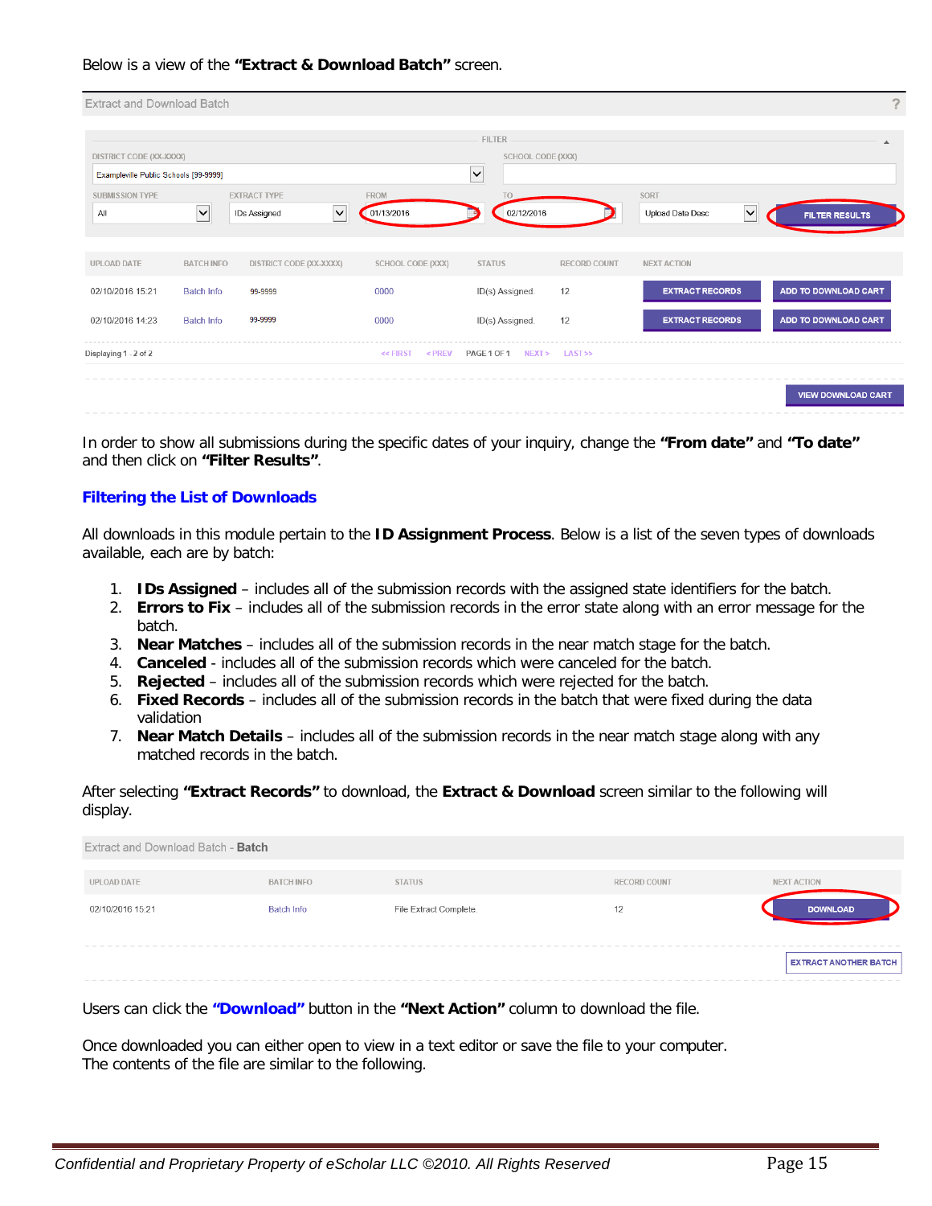Below is a view of the **"Extract & Download Batch"** screen.

Extract and Download Batch

FILTER

DISTRICT CODE (XX-XXXX): Exampleville Public Schools [99-9999]
SCHOOL CODE (XXX):
SUBMISSION TYPE: All
EXTRACT TYPE: IDs Assigned
FROM: 01/13/2016
TO: 02/12/2016
SORT: Upload Date Desc
FILTER RESULTS

| UPLOAD DATE | BATCH INFO | DISTRICT CODE (XX-XXXX) | SCHOOL CODE (XXX) | STATUS | RECORD COUNT | NEXT ACTION | |
|---|---|---|---|---|---|---|---|
| 02/10/2016 15:21 | Batch Info | 99-9999 | 0000 | ID(s) Assigned. | 12 | EXTRACT RECORDS | ADD TO DOWNLOAD CART |
| 02/10/2016 14:23 | Batch Info | 99-9999 | 0000 | ID(s) Assigned. | 12 | EXTRACT RECORDS | ADD TO DOWNLOAD CART |

Displaying 1 - 2 of 2 &nbsp; << FIRST &nbsp; < PREV &nbsp; PAGE 1 OF 1 &nbsp; NEXT > &nbsp; LAST >>

VIEW DOWNLOAD CART

In order to show all submissions during the specific dates of your inquiry, change the **"From date"** and **"To date"** and then click on **"Filter Results"**.

## Filtering the List of Downloads

All downloads in this module pertain to the **ID Assignment Process**. Below is a list of the seven types of downloads available, each are by batch:

1. **IDs Assigned** – includes all of the submission records with the assigned state identifiers for the batch.
2. **Errors to Fix** – includes all of the submission records in the error state along with an error message for the batch.
3. **Near Matches** – includes all of the submission records in the near match stage for the batch.
4. **Canceled** - includes all of the submission records which were canceled for the batch.
5. **Rejected** – includes all of the submission records which were rejected for the batch.
6. **Fixed Records** – includes all of the submission records in the batch that were fixed during the data validation
7. **Near Match Details** – includes all of the submission records in the near match stage along with any matched records in the batch.

After selecting **"Extract Records"** to download, the **Extract & Download** screen similar to the following will display.

Extract and Download Batch - **Batch**

| UPLOAD DATE | BATCH INFO | STATUS | RECORD COUNT | NEXT ACTION |
|---|---|---|---|---|
| 02/10/2016 15:21 | Batch Info | File Extract Complete. | 12 | DOWNLOAD |

EXTRACT ANOTHER BATCH

Users can click the **"Download"** button in the **"Next Action"** column to download the file.

Once downloaded you can either open to view in a text editor or save the file to your computer.
The contents of the file are similar to the following.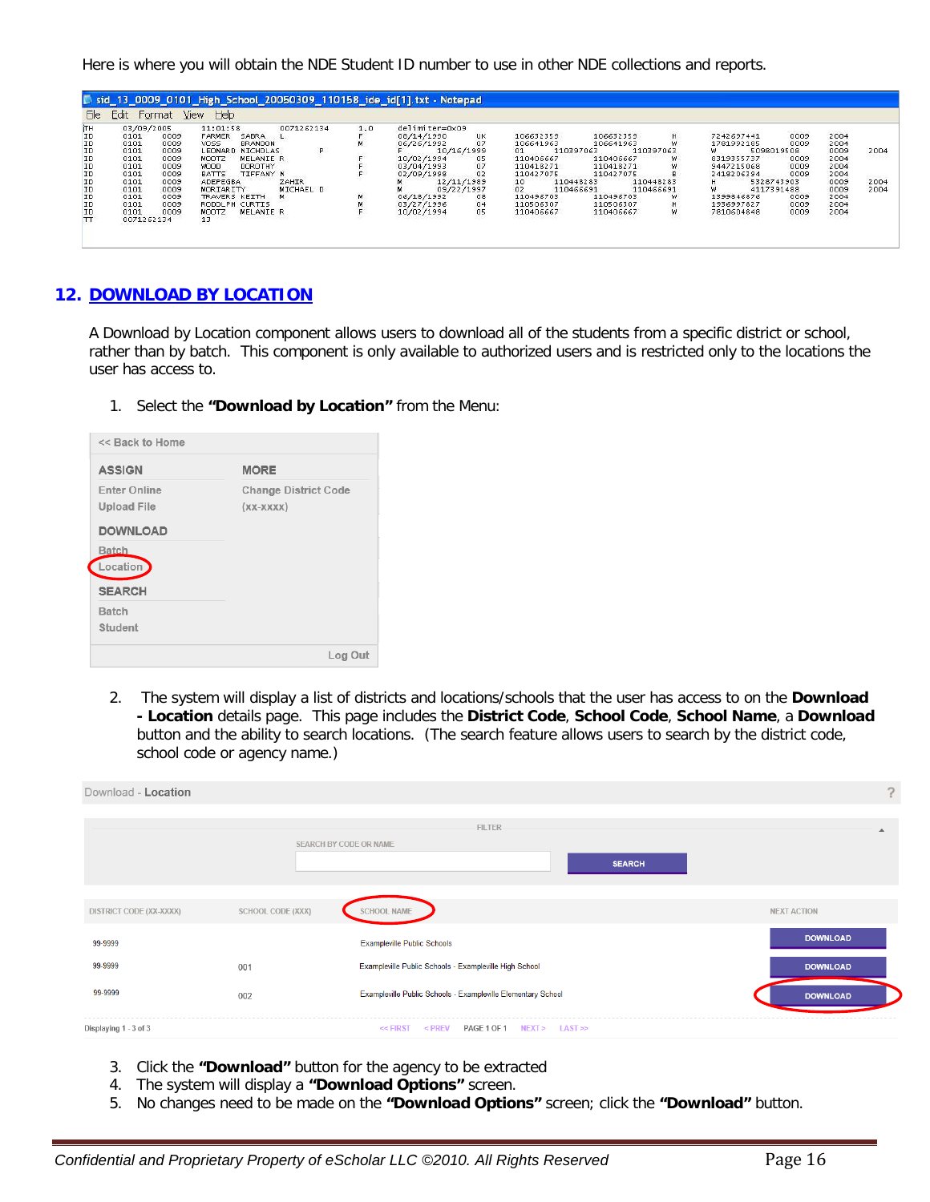Here is where you will obtain the NDE Student ID number to use in other NDE collections and reports.

## 12. DOWNLOAD BY LOCATION

A Download by Location component allows users to download all of the students from a specific district or school, rather than by batch. This component is only available to authorized users and is restricted only to the locations the user has access to.

1. Select the **"Download by Location"** from the Menu:

2. The system will display a list of districts and locations/schools that the user has access to on the **Download - Location** details page. This page includes the **District Code**, **School Code**, **School Name**, a **Download** button and the ability to search locations. (The search feature allows users to search by the district code, school code or agency name.)

3. Click the **"Download"** button for the agency to be extracted
4. The system will display a **"Download Options"** screen.
5. No changes need to be made on the **"Download Options"** screen; click the **"Download"** button.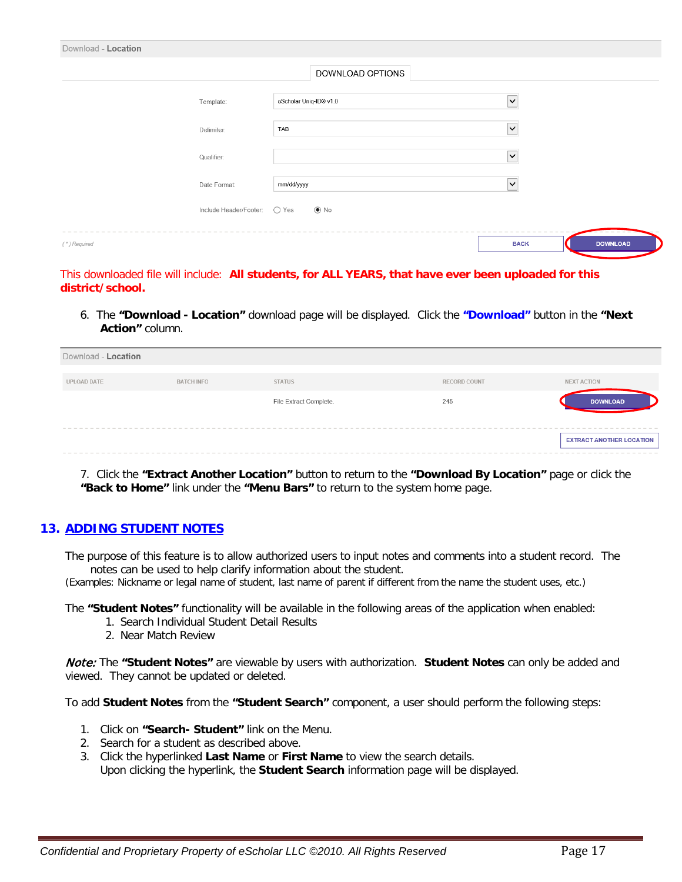Download - Location

DOWNLOAD OPTIONS

| | |
|---|---|
| Template: | eScholar Uniq-ID® v1.0 |
| Delimiter: | TAB |
| Qualifier: | |
| Date Format: | mm/dd/yyyy |
| Include Header/Footer: | ○ Yes ◉ No |

( * ) Required — BACK — DOWNLOAD

This downloaded file will include: **All students, for ALL YEARS, that have ever been uploaded for this district/school.**

6. The **"Download - Location"** download page will be displayed. Click the **"Download"** button in the **"Next Action"** column.

Download - Location

| UPLOAD DATE | BATCH INFO | STATUS | RECORD COUNT | NEXT ACTION |
|---|---|---|---|---|
| | | File Extract Complete. | 245 | DOWNLOAD |

EXTRACT ANOTHER LOCATION

7. Click the **"Extract Another Location"** button to return to the **"Download By Location"** page or click the **"Back to Home"** link under the **"Menu Bars"** to return to the system home page.

## 13. ADDING STUDENT NOTES

The purpose of this feature is to allow authorized users to input notes and comments into a student record. The notes can be used to help clarify information about the student.
(Examples: Nickname or legal name of student, last name of parent if different from the name the student uses, etc.)

The **"Student Notes"** functionality will be available in the following areas of the application when enabled:

1. Search Individual Student Detail Results
2. Near Match Review

*Note:* The **"Student Notes"** are viewable by users with authorization. **Student Notes** can only be added and viewed. They cannot be updated or deleted.

To add **Student Notes** from the **"Student Search"** component, a user should perform the following steps:

1. Click on **"Search- Student"** link on the Menu.
2. Search for a student as described above.
3. Click the hyperlinked **Last Name** or **First Name** to view the search details.
   Upon clicking the hyperlink, the **Student Search** information page will be displayed.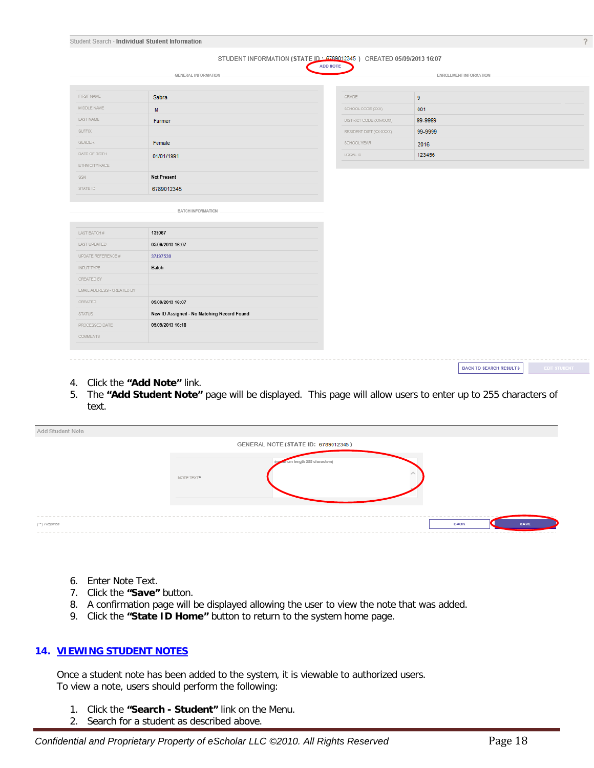Student Search - **Individual Student Information**

STUDENT INFORMATION (**STATE ID : 6789012345**) CREATED **05/09/2013 16:07**

ADD NOTE

GENERAL INFORMATION

| | |
|---|---|
| FIRST NAME | Sabra |
| MIDDLE NAME | M |
| LAST NAME | Farmer |
| SUFFIX | |
| GENDER | Female |
| DATE OF BIRTH | 01/01/1991 |
| ETHNICITY/RACE | |
| SSN | Not Present |
| STATE ID | 6789012345 |

ENROLLMENT INFORMATION

| | |
|---|---|
| GRADE | 9 |
| SCHOOL CODE (XXX) | 001 |
| DISTRICT CODE (XX-XXXX) | 99-9999 |
| RESIDENT DIST (XX-XXXX) | 99-9999 |
| SCHOOL YEAR | 2016 |
| LOCAL ID | 123456 |

BATCH INFORMATION

| | |
|---|---|
| LAST BATCH # | 139067 |
| LAST UPDATED | 05/09/2013 16:07 |
| UPDATE REFERENCE # | 37497530 |
| INPUT TYPE | Batch |
| CREATED BY | |
| EMAIL ADDRESS - CREATED BY | |
| CREATED | 05/09/2013 16:07 |
| STATUS | New ID Assigned - No Matching Record Found |
| PROCESSED DATE | 05/09/2013 16:18 |
| COMMENTS | |

BACK TO SEARCH RESULTS | EDIT STUDENT

4. Click the **"Add Note"** link.
5. The **"Add Student Note"** page will be displayed. This page will allow users to enter up to 255 characters of text.

Add Student Note

GENERAL NOTE (**STATE ID: 6789012345**)

| | |
|---|---|
| NOTE TEXT* | (maximum length 255 characters) |

(*) Required

BACK | SAVE

6. Enter Note Text.
7. Click the **"Save"** button.
8. A confirmation page will be displayed allowing the user to view the note that was added.
9. Click the **"State ID Home"** button to return to the system home page.

## 14. VIEWING STUDENT NOTES

Once a student note has been added to the system, it is viewable to authorized users.
To view a note, users should perform the following:

1. Click the **"Search - Student"** link on the Menu.
2. Search for a student as described above.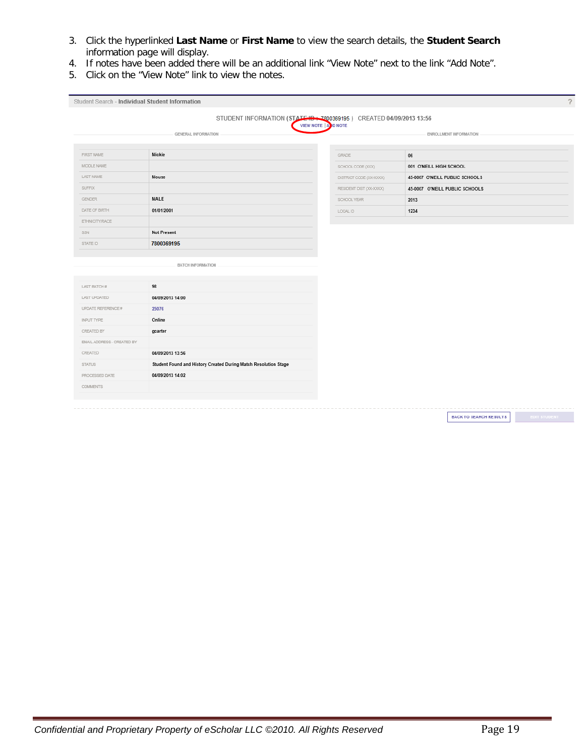3. Click the hyperlinked **Last Name** or **First Name** to view the search details, the **Student Search** information page will display.
4. If notes have been added there will be an additional link "View Note" next to the link "Add Note".
5. Click on the "View Note" link to view the notes.

Student Search - **Individual Student Information**

STUDENT INFORMATION (STATE ID : 7800369195) CREATED **04/09/2013 13:56**

VIEW NOTE | ADD NOTE

GENERAL INFORMATION

| | |
|---|---|
| FIRST NAME | Mickie |
| MIDDLE NAME | |
| LAST NAME | Mouse |
| SUFFIX | |
| GENDER | MALE |
| DATE OF BIRTH | 01/01/2001 |
| ETHNICITY/RACE | |
| SSN | Not Present |
| STATE ID | 7800369195 |

ENROLLMENT INFORMATION

| | |
|---|---|
| GRADE | 06 |
| SCHOOL CODE (XXX) | 001 O'NEILL HIGH SCHOOL |
| DISTRICT CODE (XX-XXXX) | 45-0007 O'NEILL PUBLIC SCHOOLS |
| RESIDENT DIST (XX-XXXX) | 45-0007 O'NEILL PUBLIC SCHOOLS |
| SCHOOL YEAR | 2013 |
| LOCAL ID | 1234 |

BATCH INFORMATION

| | |
|---|---|
| LAST BATCH # | 98 |
| LAST UPDATED | 04/09/2013 14:00 |
| UPDATE REFERENCE # | 25076 |
| INPUT TYPE | Online |
| CREATED BY | gcarter |
| EMAIL ADDRESS - CREATED BY | |
| CREATED | 04/09/2013 13:56 |
| STATUS | Student Found and History Created During Match Resolution Stage |
| PROCESSED DATE | 04/09/2013 14:02 |
| COMMENTS | |

BACK TO SEARCH RESULTS | EDIT STUDENT

*Confidential and Proprietary Property of eScholar LLC ©2010. All Rights Reserved*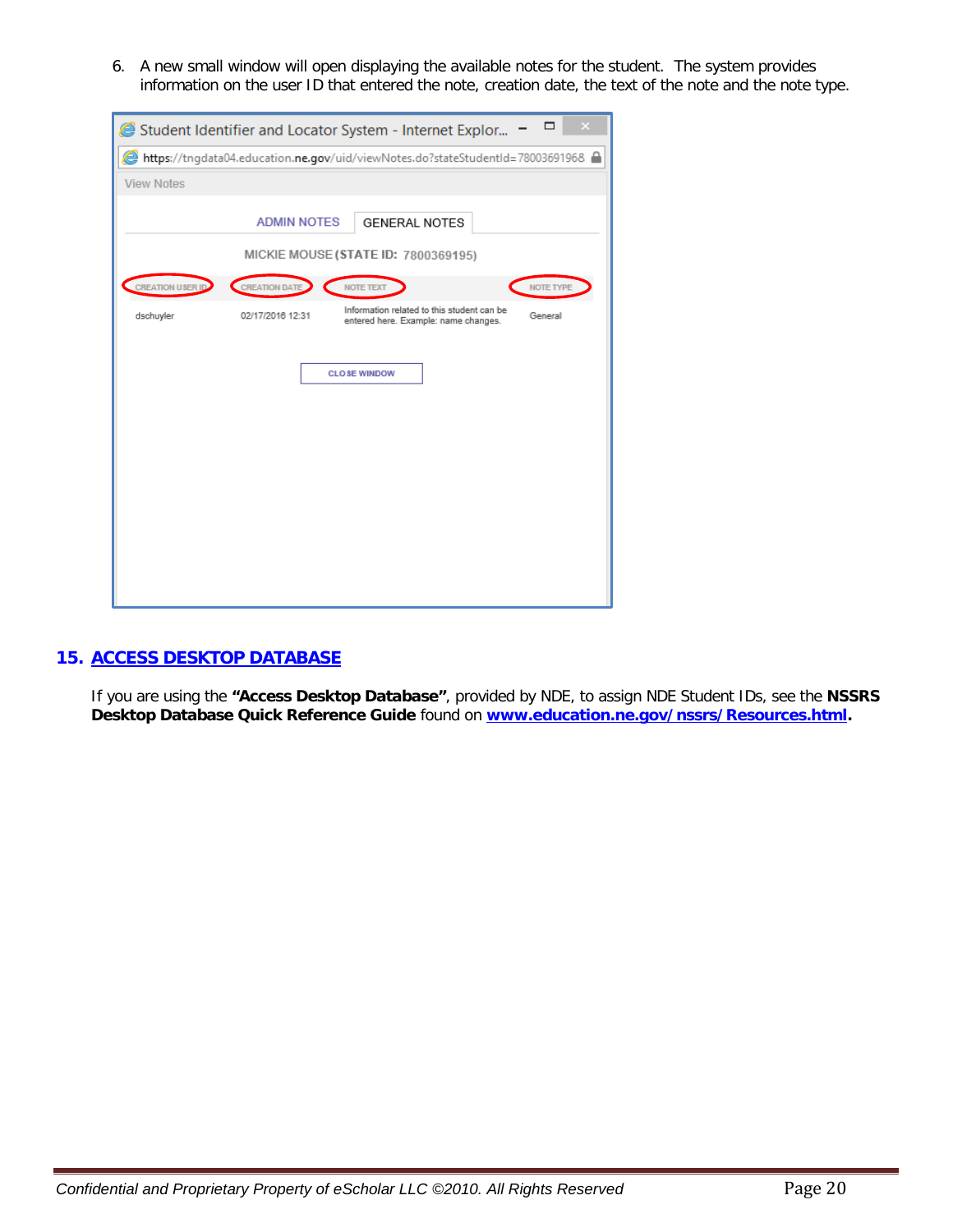6. A new small window will open displaying the available notes for the student. The system provides information on the user ID that entered the note, creation date, the text of the note and the note type.

## 15. ACCESS DESKTOP DATABASE

If you are using the **"Access Desktop Database"**, provided by NDE, to assign NDE Student IDs, see the **NSSRS Desktop Database Quick Reference Guide** found on **www.education.ne.gov/nssrs/Resources.html.**